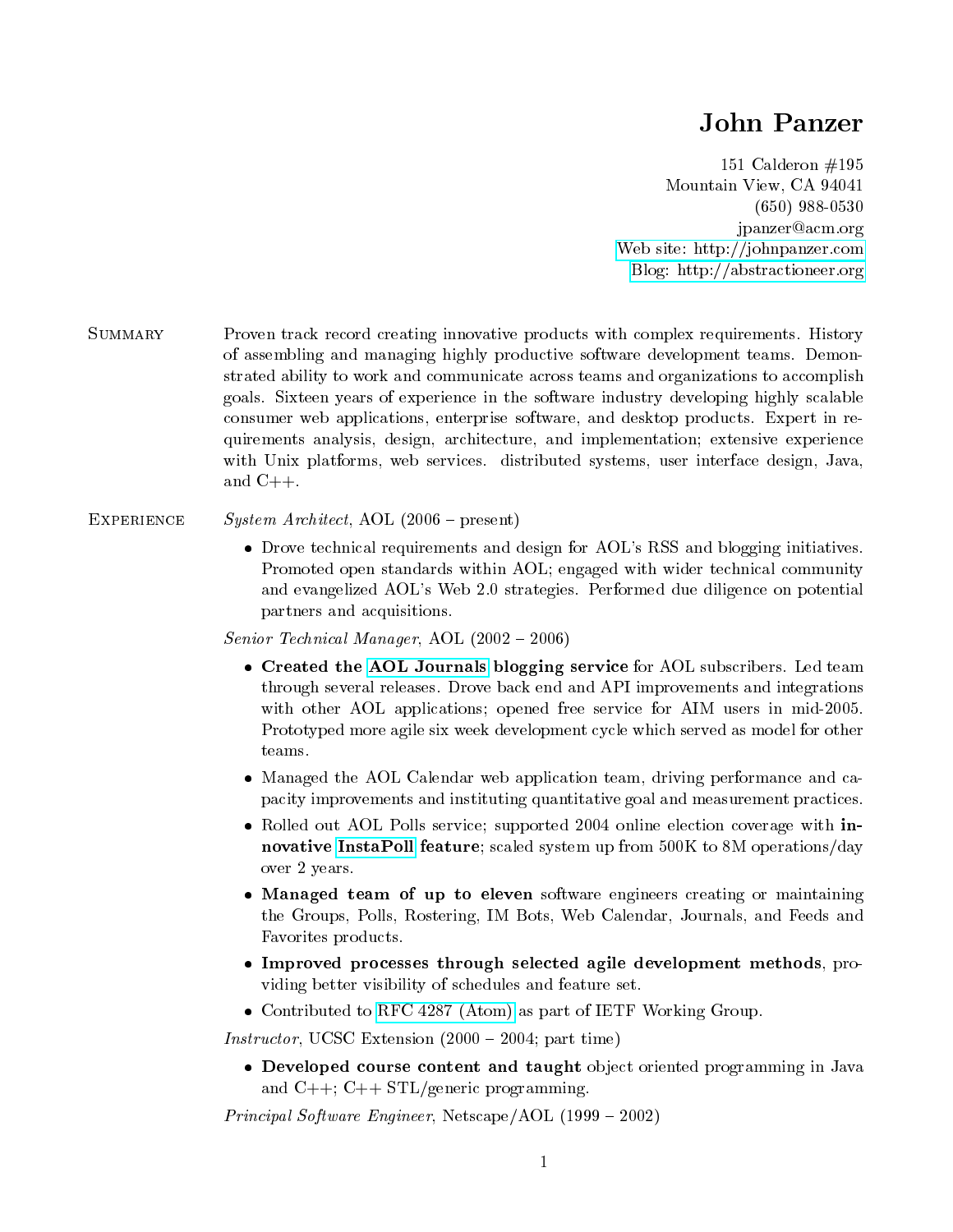# John Panzer

151 Calderon #195
Mountain View, CA 94041
(650) 988-0530
jpanzer@acm.org
Web site: http://johnpanzer.com
Blog: http://abstractioneer.org

## Summary

Proven track record creating innovative products with complex requirements. History of assembling and managing highly productive software development teams. Demonstrated ability to work and communicate across teams and organizations to accomplish goals. Sixteen years of experience in the software industry developing highly scalable consumer web applications, enterprise software, and desktop products. Expert in requirements analysis, design, architecture, and implementation; extensive experience with Unix platforms, web services. distributed systems, user interface design, Java, and C++.

## Experience

*System Architect*, AOL (2006 – present)

- Drove technical requirements and design for AOL's RSS and blogging initiatives. Promoted open standards within AOL; engaged with wider technical community and evangelized AOL's Web 2.0 strategies. Performed due diligence on potential partners and acquisitions.

*Senior Technical Manager*, AOL (2002 – 2006)

- **Created the AOL Journals blogging service** for AOL subscribers. Led team through several releases. Drove back end and API improvements and integrations with other AOL applications; opened free service for AIM users in mid-2005. Prototyped more agile six week development cycle which served as model for other teams.
- Managed the AOL Calendar web application team, driving performance and capacity improvements and instituting quantitative goal and measurement practices.
- Rolled out AOL Polls service; supported 2004 online election coverage with **innovative InstaPoll feature**; scaled system up from 500K to 8M operations/day over 2 years.
- **Managed team of up to eleven** software engineers creating or maintaining the Groups, Polls, Rostering, IM Bots, Web Calendar, Journals, and Feeds and Favorites products.
- **Improved processes through selected agile development methods**, providing better visibility of schedules and feature set.
- Contributed to RFC 4287 (Atom) as part of IETF Working Group.

*Instructor*, UCSC Extension (2000 – 2004; part time)

- **Developed course content and taught** object oriented programming in Java and C++; C++ STL/generic programming.

*Principal Software Engineer*, Netscape/AOL (1999 – 2002)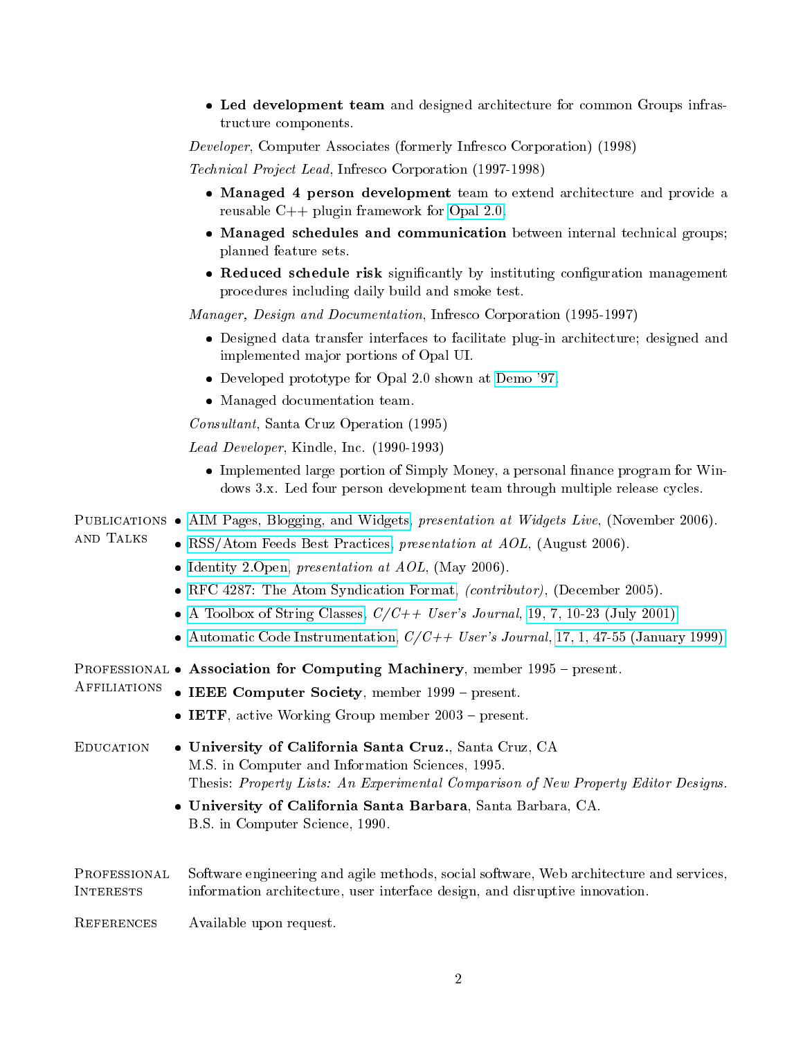- **Led development team** and designed architecture for common Groups infrastructure components.

*Developer*, Computer Associates (formerly Infresco Corporation) (1998)

*Technical Project Lead*, Infresco Corporation (1997-1998)

- **Managed 4 person development** team to extend architecture and provide a reusable C++ plugin framework for Opal 2.0.
- **Managed schedules and communication** between internal technical groups; planned feature sets.
- **Reduced schedule risk** significantly by instituting configuration management procedures including daily build and smoke test.

*Manager, Design and Documentation*, Infresco Corporation (1995-1997)

- Designed data transfer interfaces to facilitate plug-in architecture; designed and implemented major portions of Opal UI.
- Developed prototype for Opal 2.0 shown at Demo '97.
- Managed documentation team.

*Consultant*, Santa Cruz Operation (1995)

*Lead Developer*, Kindle, Inc. (1990-1993)

- Implemented large portion of Simply Money, a personal finance program for Windows 3.x. Led four person development team through multiple release cycles.

## Publications and Talks

- AIM Pages, Blogging, and Widgets, *presentation at Widgets Live*, (November 2006).
- RSS/Atom Feeds Best Practices, *presentation at AOL*, (August 2006).
- Identity 2.Open, *presentation at AOL*, (May 2006).
- RFC 4287: The Atom Syndication Format, *(contributor)*, (December 2005).
- A Toolbox of String Classes, *C/C++ User's Journal*, 19, 7, 10-23 (July 2001)
- Automatic Code Instrumentation, *C/C++ User's Journal*, 17, 1, 47-55 (January 1999)

## Professional Affiliations

- **Association for Computing Machinery**, member 1995 – present.
- **IEEE Computer Society**, member 1999 – present.
- **IETF**, active Working Group member 2003 – present.

## Education

- **University of California Santa Cruz.**, Santa Cruz, CA
  M.S. in Computer and Information Sciences, 1995.
  Thesis: *Property Lists: An Experimental Comparison of New Property Editor Designs.*
- **University of California Santa Barbara**, Santa Barbara, CA.
  B.S. in Computer Science, 1990.

## Professional Interests

Software engineering and agile methods, social software, Web architecture and services, information architecture, user interface design, and disruptive innovation.

## References

Available upon request.